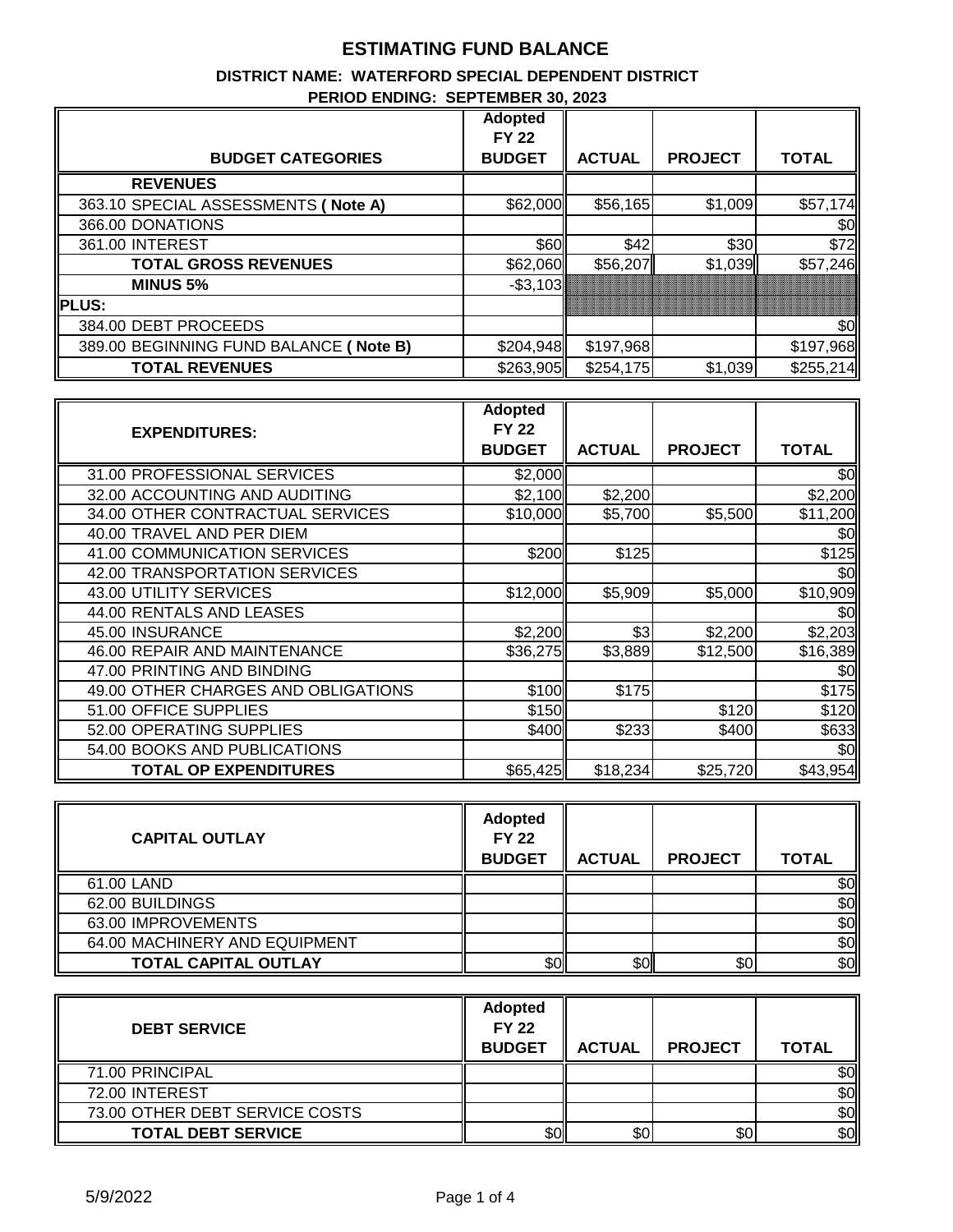# ESTIMATING FUND BALANCE

### DISTRICT NAME: WATERFORD SPECIAL DEPENDENT DISTRICT

### PERIOD ENDING: SEPTEMBER 30, 2023

| BUDGET CATEGORIES | Adopted FY 22 BUDGET | ACTUAL | PROJECT | TOTAL |
|---|---|---|---|---|
| **REVENUES** | | | | |
| 363.10 SPECIAL ASSESSMENTS **( Note A)** | $62,000 | $56,165 | $1,009 | $57,174 |
| 366.00 DONATIONS | | | | $0 |
| 361.00 INTEREST | $60 | $42 | $30 | $72 |
| **TOTAL GROSS REVENUES** | $62,060 | $56,207 | $1,039 | $57,246 |
| **MINUS 5%** | -$3,103 | | | |
| **PLUS:** | | | | |
| 384.00 DEBT PROCEEDS | | | | $0 |
| 389.00 BEGINNING FUND BALANCE **( Note B)** | $204,948 | $197,968 | | $197,968 |
| **TOTAL REVENUES** | $263,905 | $254,175 | $1,039 | $255,214 |

| EXPENDITURES: | Adopted FY 22 BUDGET | ACTUAL | PROJECT | TOTAL |
|---|---|---|---|---|
| 31.00 PROFESSIONAL SERVICES | $2,000 | | | $0 |
| 32.00 ACCOUNTING AND AUDITING | $2,100 | $2,200 | | $2,200 |
| 34.00 OTHER CONTRACTUAL SERVICES | $10,000 | $5,700 | $5,500 | $11,200 |
| 40.00 TRAVEL AND PER DIEM | | | | $0 |
| 41.00 COMMUNICATION SERVICES | $200 | $125 | | $125 |
| 42.00 TRANSPORTATION SERVICES | | | | $0 |
| 43.00 UTILITY SERVICES | $12,000 | $5,909 | $5,000 | $10,909 |
| 44.00 RENTALS AND LEASES | | | | $0 |
| 45.00 INSURANCE | $2,200 | $3 | $2,200 | $2,203 |
| 46.00 REPAIR AND MAINTENANCE | $36,275 | $3,889 | $12,500 | $16,389 |
| 47.00 PRINTING AND BINDING | | | | $0 |
| 49.00 OTHER CHARGES AND OBLIGATIONS | $100 | $175 | | $175 |
| 51.00 OFFICE SUPPLIES | $150 | | $120 | $120 |
| 52.00 OPERATING SUPPLIES | $400 | $233 | $400 | $633 |
| 54.00 BOOKS AND PUBLICATIONS | | | | $0 |
| **TOTAL OP EXPENDITURES** | $65,425 | $18,234 | $25,720 | $43,954 |

| CAPITAL OUTLAY | Adopted FY 22 BUDGET | ACTUAL | PROJECT | TOTAL |
|---|---|---|---|---|
| 61.00 LAND | | | | $0 |
| 62.00 BUILDINGS | | | | $0 |
| 63.00 IMPROVEMENTS | | | | $0 |
| 64.00 MACHINERY AND EQUIPMENT | | | | $0 |
| **TOTAL CAPITAL OUTLAY** | $0 | $0 | $0 | $0 |

| DEBT SERVICE | Adopted FY 22 BUDGET | ACTUAL | PROJECT | TOTAL |
|---|---|---|---|---|
| 71.00 PRINCIPAL | | | | $0 |
| 72.00 INTEREST | | | | $0 |
| 73.00 OTHER DEBT SERVICE COSTS | | | | $0 |
| **TOTAL DEBT SERVICE** | $0 | $0 | $0 | $0 |

5/9/2022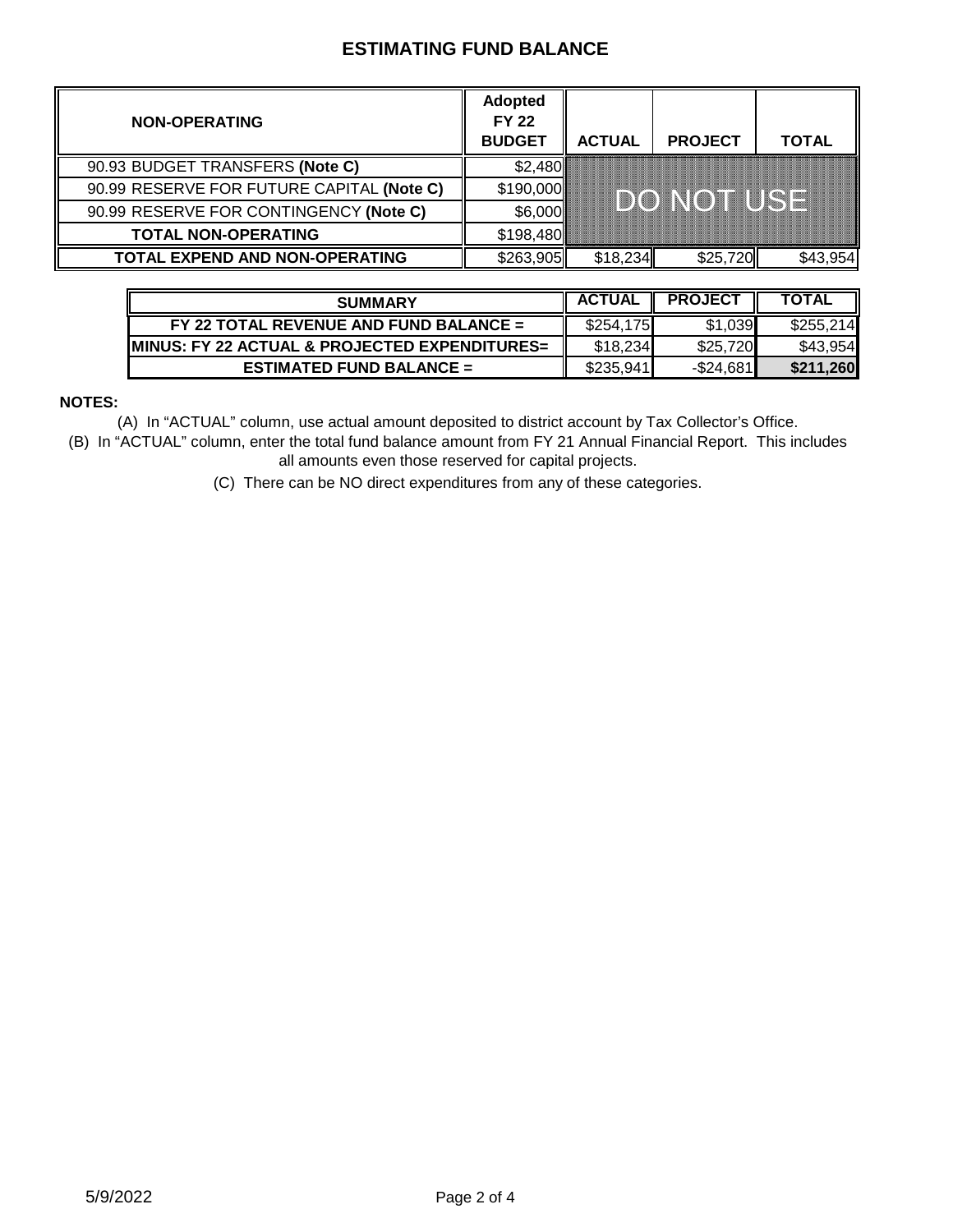# ESTIMATING FUND BALANCE

| NON-OPERATING | Adopted FY 22 BUDGET | ACTUAL | PROJECT | TOTAL |
|---|---|---|---|---|
| 90.93 BUDGET TRANSFERS **(Note C)** | $2,480 | DO NOT USE | | |
| 90.99 RESERVE FOR FUTURE CAPITAL **(Note C)** | $190,000 | | | |
| 90.99 RESERVE FOR CONTINGENCY **(Note C)** | $6,000 | | | |
| **TOTAL NON-OPERATING** | $198,480 | | | |
| **TOTAL EXPEND AND NON-OPERATING** | $263,905 | $18,234 | $25,720 | $43,954 |

| SUMMARY | ACTUAL | PROJECT | TOTAL |
|---|---|---|---|
| **FY 22 TOTAL REVENUE AND FUND BALANCE =** | $254,175 | $1,039 | $255,214 |
| **MINUS: FY 22 ACTUAL & PROJECTED EXPENDITURES=** | $18,234 | $25,720 | $43,954 |
| **ESTIMATED FUND BALANCE =** | $235,941 | -$24,681 | **$211,260** |

**NOTES:**

(A) In “ACTUAL” column, use actual amount deposited to district account by Tax Collector’s Office.

(B) In “ACTUAL” column, enter the total fund balance amount from FY 21 Annual Financial Report. This includes all amounts even those reserved for capital projects.

(C) There can be NO direct expenditures from any of these categories.

5/9/2022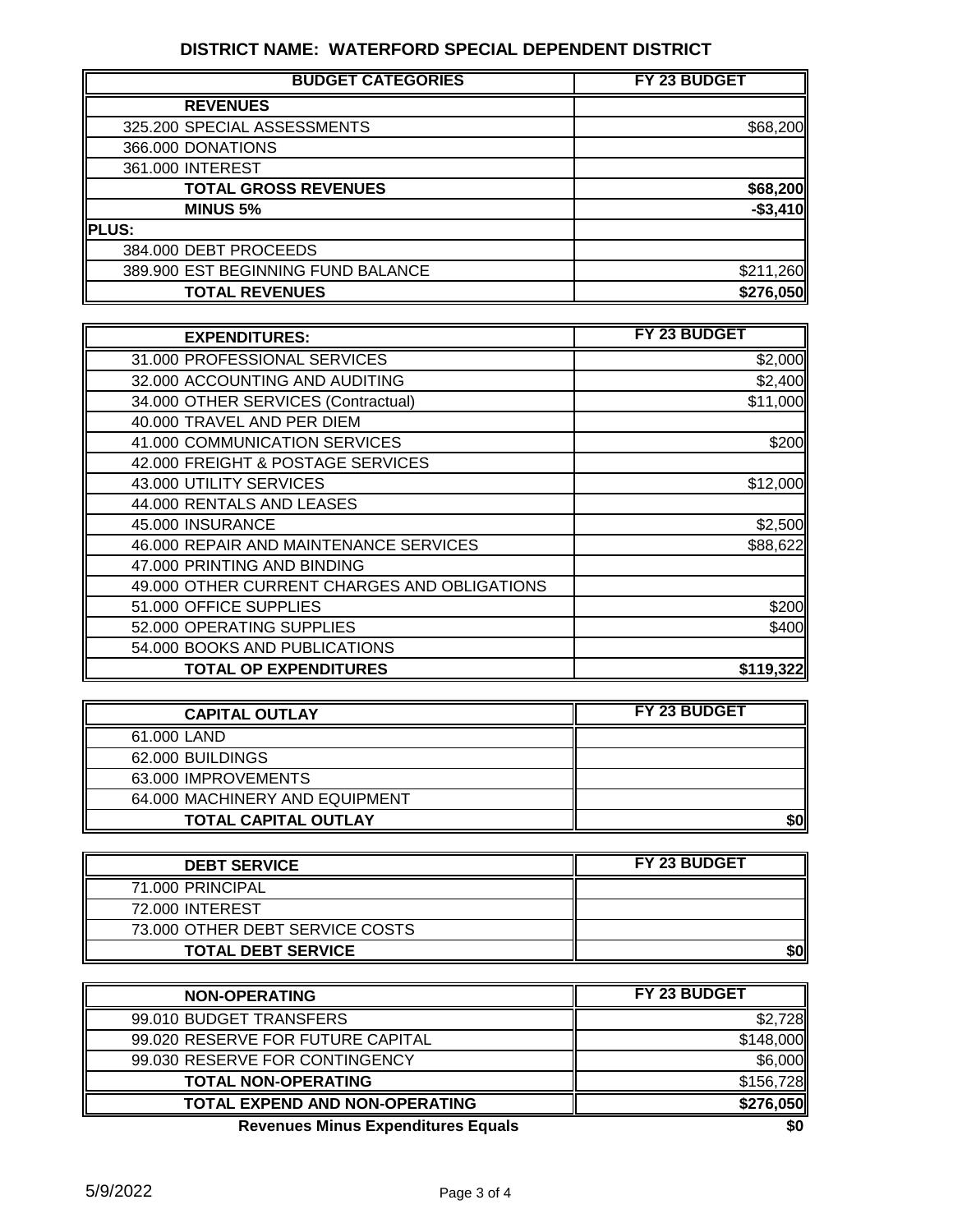## DISTRICT NAME: WATERFORD SPECIAL DEPENDENT DISTRICT

| BUDGET CATEGORIES | FY 23 BUDGET |
|---|---|
| **REVENUES** | |
| 325.200 SPECIAL ASSESSMENTS | $68,200 |
| 366.000 DONATIONS | |
| 361.000 INTEREST | |
| **TOTAL GROSS REVENUES** | **$68,200** |
| **MINUS 5%** | **-$3,410** |
| **PLUS:** | |
| 384.000 DEBT PROCEEDS | |
| 389.900 EST BEGINNING FUND BALANCE | $211,260 |
| **TOTAL REVENUES** | **$276,050** |

| EXPENDITURES: | FY 23 BUDGET |
|---|---|
| 31.000 PROFESSIONAL SERVICES | $2,000 |
| 32.000 ACCOUNTING AND AUDITING | $2,400 |
| 34.000 OTHER SERVICES (Contractual) | $11,000 |
| 40.000 TRAVEL AND PER DIEM | |
| 41.000 COMMUNICATION SERVICES | $200 |
| 42.000 FREIGHT & POSTAGE SERVICES | |
| 43.000 UTILITY SERVICES | $12,000 |
| 44.000 RENTALS AND LEASES | |
| 45.000 INSURANCE | $2,500 |
| 46.000 REPAIR AND MAINTENANCE SERVICES | $88,622 |
| 47.000 PRINTING AND BINDING | |
| 49.000 OTHER CURRENT CHARGES AND OBLIGATIONS | |
| 51.000 OFFICE SUPPLIES | $200 |
| 52.000 OPERATING SUPPLIES | $400 |
| 54.000 BOOKS AND PUBLICATIONS | |
| **TOTAL OP EXPENDITURES** | **$119,322** |

| CAPITAL OUTLAY | FY 23 BUDGET |
|---|---|
| 61.000 LAND | |
| 62.000 BUILDINGS | |
| 63.000 IMPROVEMENTS | |
| 64.000 MACHINERY AND EQUIPMENT | |
| **TOTAL CAPITAL OUTLAY** | **$0** |

| DEBT SERVICE | FY 23 BUDGET |
|---|---|
| 71.000 PRINCIPAL | |
| 72.000 INTEREST | |
| 73.000 OTHER DEBT SERVICE COSTS | |
| **TOTAL DEBT SERVICE** | **$0** |

| NON-OPERATING | FY 23 BUDGET |
|---|---|
| 99.010 BUDGET TRANSFERS | $2,728 |
| 99.020 RESERVE FOR FUTURE CAPITAL | $148,000 |
| 99.030 RESERVE FOR CONTINGENCY | $6,000 |
| **TOTAL NON-OPERATING** | $156,728 |
| **TOTAL EXPEND AND NON-OPERATING** | **$276,050** |
| **Revenues Minus Expenditures Equals** | **$0** |

5/9/2022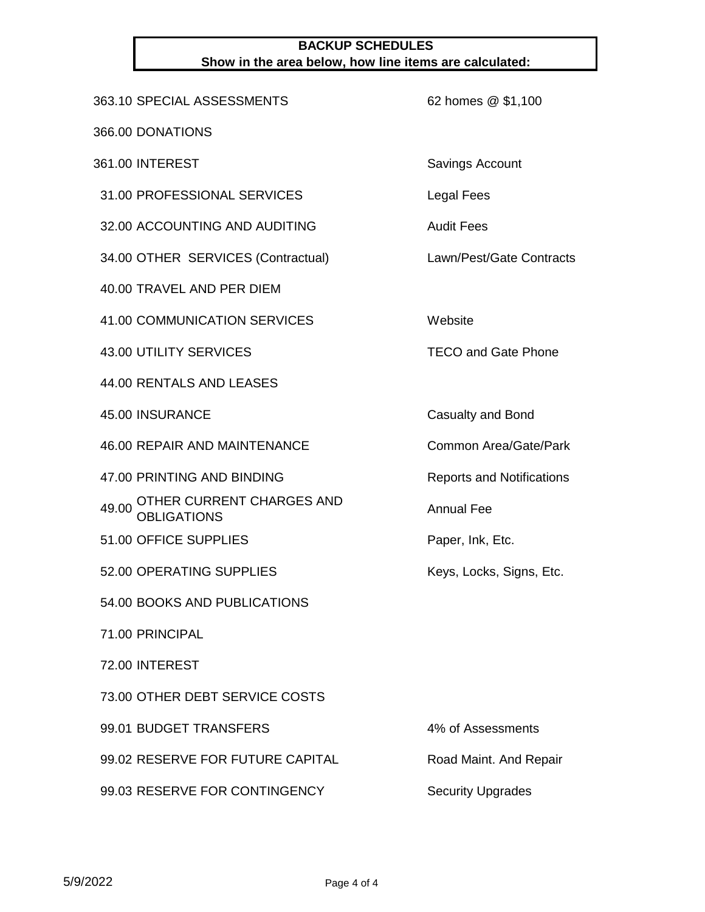## BACKUP SCHEDULES
**Show in the area below, how line items are calculated:**

| | | |
|---|---|---|
| 363.10 | SPECIAL ASSESSMENTS | 62 homes @ $1,100 |
| 366.00 | DONATIONS | |
| 361.00 | INTEREST | Savings Account |
| 31.00 | PROFESSIONAL SERVICES | Legal Fees |
| 32.00 | ACCOUNTING AND AUDITING | Audit Fees |
| 34.00 | OTHER SERVICES (Contractual) | Lawn/Pest/Gate Contracts |
| 40.00 | TRAVEL AND PER DIEM | |
| 41.00 | COMMUNICATION SERVICES | Website |
| 43.00 | UTILITY SERVICES | TECO and Gate Phone |
| 44.00 | RENTALS AND LEASES | |
| 45.00 | INSURANCE | Casualty and Bond |
| 46.00 | REPAIR AND MAINTENANCE | Common Area/Gate/Park |
| 47.00 | PRINTING AND BINDING | Reports and Notifications |
| 49.00 | OTHER CURRENT CHARGES AND OBLIGATIONS | Annual Fee |
| 51.00 | OFFICE SUPPLIES | Paper, Ink, Etc. |
| 52.00 | OPERATING SUPPLIES | Keys, Locks, Signs, Etc. |
| 54.00 | BOOKS AND PUBLICATIONS | |
| 71.00 | PRINCIPAL | |
| 72.00 | INTEREST | |
| 73.00 | OTHER DEBT SERVICE COSTS | |
| 99.01 | BUDGET TRANSFERS | 4% of Assessments |
| 99.02 | RESERVE FOR FUTURE CAPITAL | Road Maint. And Repair |
| 99.03 | RESERVE FOR CONTINGENCY | Security Upgrades |

5/9/2022